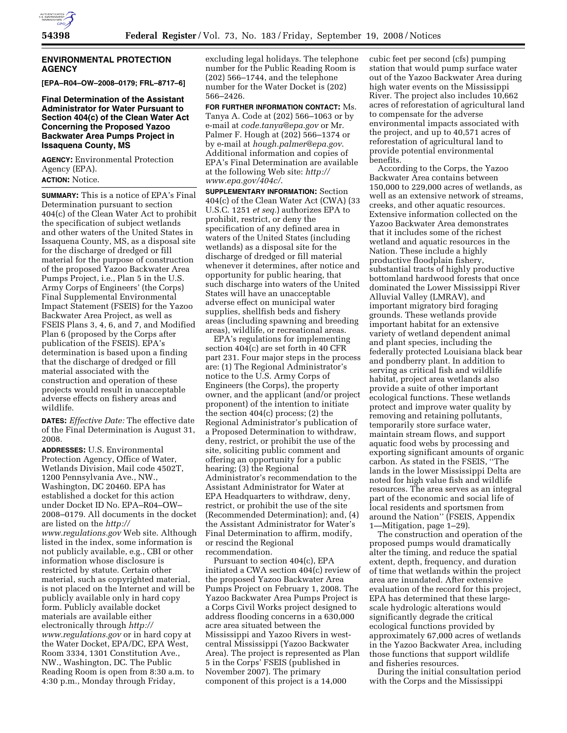## ENVIRONMENTAL PROTECTION AGENCY

**[EPA–R04–OW–2008–0179; FRL–8717–6]**

### Final Determination of the Assistant Administrator for Water Pursuant to Section 404(c) of the Clean Water Act Concerning the Proposed Yazoo Backwater Area Pumps Project in Issaquena County, MS

**AGENCY:** Environmental Protection Agency (EPA).

**ACTION:** Notice.

**SUMMARY:** This is a notice of EPA's Final Determination pursuant to section 404(c) of the Clean Water Act to prohibit the specification of subject wetlands and other waters of the United States in Issaquena County, MS, as a disposal site for the discharge of dredged or fill material for the purpose of construction of the proposed Yazoo Backwater Area Pumps Project, i.e., Plan 5 in the U.S. Army Corps of Engineers' (the Corps) Final Supplemental Environmental Impact Statement (FSEIS) for the Yazoo Backwater Area Project, as well as FSEIS Plans 3, 4, 6, and 7, and Modified Plan 6 (proposed by the Corps after publication of the FSEIS). EPA's determination is based upon a finding that the discharge of dredged or fill material associated with the construction and operation of these projects would result in unacceptable adverse effects on fishery areas and wildlife.

**DATES:** *Effective Date:* The effective date of the Final Determination is August 31, 2008.

**ADDRESSES:** U.S. Environmental Protection Agency, Office of Water, Wetlands Division, Mail code 4502T, 1200 Pennsylvania Ave., NW., Washington, DC 20460. EPA has established a docket for this action under Docket ID No. EPA–R04–OW–2008–0179. All documents in the docket are listed on the *http://www.regulations.gov* Web site. Although listed in the index, some information is not publicly available, e.g., CBI or other information whose disclosure is restricted by statute. Certain other material, such as copyrighted material, is not placed on the Internet and will be publicly available only in hard copy form. Publicly available docket materials are available either electronically through *http://www.regulations.gov* or in hard copy at the Water Docket, EPA/DC, EPA West, Room 3334, 1301 Constitution Ave., NW., Washington, DC. The Public Reading Room is open from 8:30 a.m. to 4:30 p.m., Monday through Friday, excluding legal holidays. The telephone number for the Public Reading Room is (202) 566–1744, and the telephone number for the Water Docket is (202) 566–2426.

**FOR FURTHER INFORMATION CONTACT:** Ms. Tanya A. Code at (202) 566–1063 or by e-mail at *code.tanya@epa.gov* or Mr. Palmer F. Hough at (202) 566–1374 or by e-mail at *hough.palmer@epa.gov*. Additional information and copies of EPA's Final Determination are available at the following Web site: *http://www.epa.gov/404c/*.

**SUPPLEMENTARY INFORMATION:** Section 404(c) of the Clean Water Act (CWA) (33 U.S.C. 1251 *et seq.*) authorizes EPA to prohibit, restrict, or deny the specification of any defined area in waters of the United States (including wetlands) as a disposal site for the discharge of dredged or fill material whenever it determines, after notice and opportunity for public hearing, that such discharge into waters of the United States will have an unacceptable adverse effect on municipal water supplies, shellfish beds and fishery areas (including spawning and breeding areas), wildlife, or recreational areas.

EPA's regulations for implementing section 404(c) are set forth in 40 CFR part 231. Four major steps in the process are: (1) The Regional Administrator's notice to the U.S. Army Corps of Engineers (the Corps), the property owner, and the applicant (and/or project proponent) of the intention to initiate the section 404(c) process; (2) the Regional Administrator's publication of a Proposed Determination to withdraw, deny, restrict, or prohibit the use of the site, soliciting public comment and offering an opportunity for a public hearing; (3) the Regional Administrator's recommendation to the Assistant Administrator for Water at EPA Headquarters to withdraw, deny, restrict, or prohibit the use of the site (Recommended Determination); and, (4) the Assistant Administrator for Water's Final Determination to affirm, modify, or rescind the Regional recommendation.

Pursuant to section 404(c), EPA initiated a CWA section 404(c) review of the proposed Yazoo Backwater Area Pumps Project on February 1, 2008. The Yazoo Backwater Area Pumps Project is a Corps Civil Works project designed to address flooding concerns in a 630,000 acre area situated between the Mississippi and Yazoo Rivers in west-central Mississippi (Yazoo Backwater Area). The project is represented as Plan 5 in the Corps' FSEIS (published in November 2007). The primary component of this project is a 14,000 cubic feet per second (cfs) pumping station that would pump surface water out of the Yazoo Backwater Area during high water events on the Mississippi River. The project also includes 10,662 acres of reforestation of agricultural land to compensate for the adverse environmental impacts associated with the project, and up to 40,571 acres of reforestation of agricultural land to provide potential environmental benefits.

According to the Corps, the Yazoo Backwater Area contains between 150,000 to 229,000 acres of wetlands, as well as an extensive network of streams, creeks, and other aquatic resources. Extensive information collected on the Yazoo Backwater Area demonstrates that it includes some of the richest wetland and aquatic resources in the Nation. These include a highly productive floodplain fishery, substantial tracts of highly productive bottomland hardwood forests that once dominated the Lower Mississippi River Alluvial Valley (LMRAV), and important migratory bird foraging grounds. These wetlands provide important habitat for an extensive variety of wetland dependent animal and plant species, including the federally protected Louisiana black bear and pondberry plant. In addition to serving as critical fish and wildlife habitat, project area wetlands also provide a suite of other important ecological functions. These wetlands protect and improve water quality by removing and retaining pollutants, temporarily store surface water, maintain stream flows, and support aquatic food webs by processing and exporting significant amounts of organic carbon. As stated in the FSEIS, ''The lands in the lower Mississippi Delta are noted for high value fish and wildlife resources. The area serves as an integral part of the economic and social life of local residents and sportsmen from around the Nation'' (FSEIS, Appendix 1—Mitigation, page 1–29).

The construction and operation of the proposed pumps would dramatically alter the timing, and reduce the spatial extent, depth, frequency, and duration of time that wetlands within the project area are inundated. After extensive evaluation of the record for this project, EPA has determined that these large-scale hydrologic alterations would significantly degrade the critical ecological functions provided by approximately 67,000 acres of wetlands in the Yazoo Backwater Area, including those functions that support wildlife and fisheries resources.

During the initial consultation period with the Corps and the Mississippi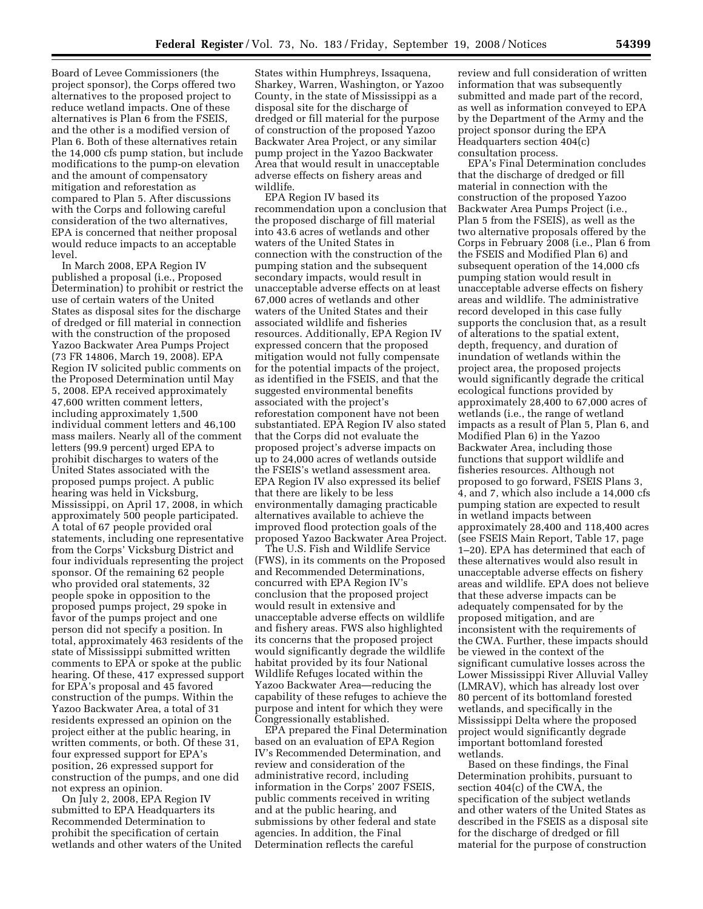Board of Levee Commissioners (the project sponsor), the Corps offered two alternatives to the proposed project to reduce wetland impacts. One of these alternatives is Plan 6 from the FSEIS, and the other is a modified version of Plan 6. Both of these alternatives retain the 14,000 cfs pump station, but include modifications to the pump-on elevation and the amount of compensatory mitigation and reforestation as compared to Plan 5. After discussions with the Corps and following careful consideration of the two alternatives, EPA is concerned that neither proposal would reduce impacts to an acceptable level.

In March 2008, EPA Region IV published a proposal (i.e., Proposed Determination) to prohibit or restrict the use of certain waters of the United States as disposal sites for the discharge of dredged or fill material in connection with the construction of the proposed Yazoo Backwater Area Pumps Project (73 FR 14806, March 19, 2008). EPA Region IV solicited public comments on the Proposed Determination until May 5, 2008. EPA received approximately 47,600 written comment letters, including approximately 1,500 individual comment letters and 46,100 mass mailers. Nearly all of the comment letters (99.9 percent) urged EPA to prohibit discharges to waters of the United States associated with the proposed pumps project. A public hearing was held in Vicksburg, Mississippi, on April 17, 2008, in which approximately 500 people participated. A total of 67 people provided oral statements, including one representative from the Corps' Vicksburg District and four individuals representing the project sponsor. Of the remaining 62 people who provided oral statements, 32 people spoke in opposition to the proposed pumps project, 29 spoke in favor of the pumps project and one person did not specify a position. In total, approximately 463 residents of the state of Mississippi submitted written comments to EPA or spoke at the public hearing. Of these, 417 expressed support for EPA's proposal and 45 favored construction of the pumps. Within the Yazoo Backwater Area, a total of 31 residents expressed an opinion on the project either at the public hearing, in written comments, or both. Of these 31, four expressed support for EPA's position, 26 expressed support for construction of the pumps, and one did not express an opinion.

On July 2, 2008, EPA Region IV submitted to EPA Headquarters its Recommended Determination to prohibit the specification of certain wetlands and other waters of the United States within Humphreys, Issaquena, Sharkey, Warren, Washington, or Yazoo County, in the state of Mississippi as a disposal site for the discharge of dredged or fill material for the purpose of construction of the proposed Yazoo Backwater Area Project, or any similar pump project in the Yazoo Backwater Area that would result in unacceptable adverse effects on fishery areas and wildlife.

EPA Region IV based its recommendation upon a conclusion that the proposed discharge of fill material into 43.6 acres of wetlands and other waters of the United States in connection with the construction of the pumping station and the subsequent secondary impacts, would result in unacceptable adverse effects on at least 67,000 acres of wetlands and other waters of the United States and their associated wildlife and fisheries resources. Additionally, EPA Region IV expressed concern that the proposed mitigation would not fully compensate for the potential impacts of the project, as identified in the FSEIS, and that the suggested environmental benefits associated with the project's reforestation component have not been substantiated. EPA Region IV also stated that the Corps did not evaluate the proposed project's adverse impacts on up to 24,000 acres of wetlands outside the FSEIS's wetland assessment area. EPA Region IV also expressed its belief that there are likely to be less environmentally damaging practicable alternatives available to achieve the improved flood protection goals of the proposed Yazoo Backwater Area Project.

The U.S. Fish and Wildlife Service (FWS), in its comments on the Proposed and Recommended Determinations, concurred with EPA Region IV's conclusion that the proposed project would result in extensive and unacceptable adverse effects on wildlife and fishery areas. FWS also highlighted its concerns that the proposed project would significantly degrade the wildlife habitat provided by its four National Wildlife Refuges located within the Yazoo Backwater Area—reducing the capability of these refuges to achieve the purpose and intent for which they were Congressionally established.

EPA prepared the Final Determination based on an evaluation of EPA Region IV's Recommended Determination, and review and consideration of the administrative record, including information in the Corps' 2007 FSEIS, public comments received in writing and at the public hearing, and submissions by other federal and state agencies. In addition, the Final Determination reflects the careful review and full consideration of written information that was subsequently submitted and made part of the record, as well as information conveyed to EPA by the Department of the Army and the project sponsor during the EPA Headquarters section 404(c) consultation process.

EPA's Final Determination concludes that the discharge of dredged or fill material in connection with the construction of the proposed Yazoo Backwater Area Pumps Project (i.e., Plan 5 from the FSEIS), as well as the two alternative proposals offered by the Corps in February 2008 (i.e., Plan 6 from the FSEIS and Modified Plan 6) and subsequent operation of the 14,000 cfs pumping station would result in unacceptable adverse effects on fishery areas and wildlife. The administrative record developed in this case fully supports the conclusion that, as a result of alterations to the spatial extent, depth, frequency, and duration of inundation of wetlands within the project area, the proposed projects would significantly degrade the critical ecological functions provided by approximately 28,400 to 67,000 acres of wetlands (i.e., the range of wetland impacts as a result of Plan 5, Plan 6, and Modified Plan 6) in the Yazoo Backwater Area, including those functions that support wildlife and fisheries resources. Although not proposed to go forward, FSEIS Plans 3, 4, and 7, which also include a 14,000 cfs pumping station are expected to result in wetland impacts between approximately 28,400 and 118,400 acres (see FSEIS Main Report, Table 17, page 1–20). EPA has determined that each of these alternatives would also result in unacceptable adverse effects on fishery areas and wildlife. EPA does not believe that these adverse impacts can be adequately compensated for by the proposed mitigation, and are inconsistent with the requirements of the CWA. Further, these impacts should be viewed in the context of the significant cumulative losses across the Lower Mississippi River Alluvial Valley (LMRAV), which has already lost over 80 percent of its bottomland forested wetlands, and specifically in the Mississippi Delta where the proposed project would significantly degrade important bottomland forested wetlands.

Based on these findings, the Final Determination prohibits, pursuant to section 404(c) of the CWA, the specification of the subject wetlands and other waters of the United States as described in the FSEIS as a disposal site for the discharge of dredged or fill material for the purpose of construction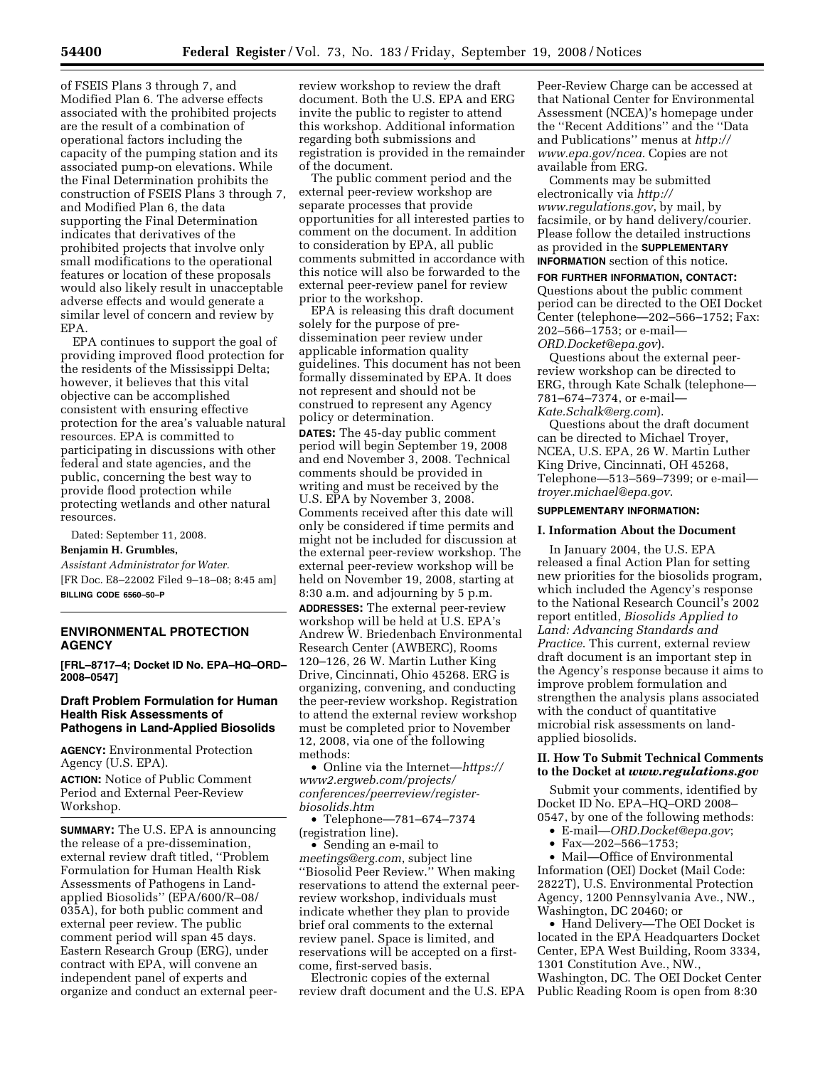of FSEIS Plans 3 through 7, and Modified Plan 6. The adverse effects associated with the prohibited projects are the result of a combination of operational factors including the capacity of the pumping station and its associated pump-on elevations. While the Final Determination prohibits the construction of FSEIS Plans 3 through 7, and Modified Plan 6, the data supporting the Final Determination indicates that derivatives of the prohibited projects that involve only small modifications to the operational features or location of these proposals would also likely result in unacceptable adverse effects and would generate a similar level of concern and review by EPA.

EPA continues to support the goal of providing improved flood protection for the residents of the Mississippi Delta; however, it believes that this vital objective can be accomplished consistent with ensuring effective protection for the area's valuable natural resources. EPA is committed to participating in discussions with other federal and state agencies, and the public, concerning the best way to provide flood protection while protecting wetlands and other natural resources.

Dated: September 11, 2008.

**Benjamin H. Grumbles,**

*Assistant Administrator for Water.*

[FR Doc. E8–22002 Filed 9–18–08; 8:45 am]

**BILLING CODE 6560–50–P**

## ENVIRONMENTAL PROTECTION AGENCY

**[FRL–8717–4; Docket ID No. EPA–HQ–ORD–2008–0547]**

### Draft Problem Formulation for Human Health Risk Assessments of Pathogens in Land-Applied Biosolids

**AGENCY:** Environmental Protection Agency (U.S. EPA).

**ACTION:** Notice of Public Comment Period and External Peer-Review Workshop.

**SUMMARY:** The U.S. EPA is announcing the release of a pre-dissemination, external review draft titled, ''Problem Formulation for Human Health Risk Assessments of Pathogens in Land-applied Biosolids'' (EPA/600/R–08/035A), for both public comment and external peer review. The public comment period will span 45 days. Eastern Research Group (ERG), under contract with EPA, will convene an independent panel of experts and organize and conduct an external peer-review workshop to review the draft document. Both the U.S. EPA and ERG invite the public to register to attend this workshop. Additional information regarding both submissions and registration is provided in the remainder of the document.

The public comment period and the external peer-review workshop are separate processes that provide opportunities for all interested parties to comment on the document. In addition to consideration by EPA, all public comments submitted in accordance with this notice will also be forwarded to the external peer-review panel for review prior to the workshop.

EPA is releasing this draft document solely for the purpose of pre-dissemination peer review under applicable information quality guidelines. This document has not been formally disseminated by EPA. It does not represent and should not be construed to represent any Agency policy or determination.

**DATES:** The 45-day public comment period will begin September 19, 2008 and end November 3, 2008. Technical comments should be provided in writing and must be received by the U.S. EPA by November 3, 2008. Comments received after this date will only be considered if time permits and might not be included for discussion at the external peer-review workshop. The external peer-review workshop will be held on November 19, 2008, starting at 8:30 a.m. and adjourning by 5 p.m.

**ADDRESSES:** The external peer-review workshop will be held at U.S. EPA's Andrew W. Briedenbach Environmental Research Center (AWBERC), Rooms 120–126, 26 W. Martin Luther King Drive, Cincinnati, Ohio 45268. ERG is organizing, convening, and conducting the peer-review workshop. Registration to attend the external review workshop must be completed prior to November 12, 2008, via one of the following methods:

- Online via the Internet—*https://www2.ergweb.com/projects/conferences/peerreview/register-biosolids.htm*
- Telephone—781–674–7374 (registration line).
- Sending an e-mail to *meetings@erg.com*, subject line ''Biosolid Peer Review.'' When making reservations to attend the external peer-review workshop, individuals must indicate whether they plan to provide brief oral comments to the external review panel. Space is limited, and reservations will be accepted on a first-come, first-served basis.

Electronic copies of the external review draft document and the U.S. EPA Peer-Review Charge can be accessed at that National Center for Environmental Assessment (NCEA)'s homepage under the ''Recent Additions'' and the ''Data and Publications'' menus at *http://www.epa.gov/ncea*. Copies are not available from ERG.

Comments may be submitted electronically via *http://www.regulations.gov*, by mail, by facsimile, or by hand delivery/courier. Please follow the detailed instructions as provided in the **SUPPLEMENTARY INFORMATION** section of this notice.

**FOR FURTHER INFORMATION, CONTACT:** Questions about the public comment period can be directed to the OEI Docket Center (telephone—202–566–1752; Fax: 202–566–1753; or e-mail—*ORD.Docket@epa.gov*).

Questions about the external peer-review workshop can be directed to ERG, through Kate Schalk (telephone—781–674–7374, or e-mail—*Kate.Schalk@erg.com*).

Questions about the draft document can be directed to Michael Troyer, NCEA, U.S. EPA, 26 W. Martin Luther King Drive, Cincinnati, OH 45268, Telephone—513–569–7399; or e-mail—*troyer.michael@epa.gov*.

**SUPPLEMENTARY INFORMATION:**

#### I. Information About the Document

In January 2004, the U.S. EPA released a final Action Plan for setting new priorities for the biosolids program, which included the Agency's response to the National Research Council's 2002 report entitled, *Biosolids Applied to Land: Advancing Standards and Practice*. This current, external review draft document is an important step in the Agency's response because it aims to improve problem formulation and strengthen the analysis plans associated with the conduct of quantitative microbial risk assessments on land-applied biosolids.

#### II. How To Submit Technical Comments to the Docket at *www.regulations.gov*

Submit your comments, identified by Docket ID No. EPA–HQ–ORD 2008–0547, by one of the following methods:

- E-mail—*ORD.Docket@epa.gov*;
- Fax—202–566–1753;
- Mail—Office of Environmental Information (OEI) Docket (Mail Code: 2822T), U.S. Environmental Protection Agency, 1200 Pennsylvania Ave., NW., Washington, DC 20460; or
- Hand Delivery—The OEI Docket is located in the EPA Headquarters Docket Center, EPA West Building, Room 3334, 1301 Constitution Ave., NW., Washington, DC. The OEI Docket Center Public Reading Room is open from 8:30